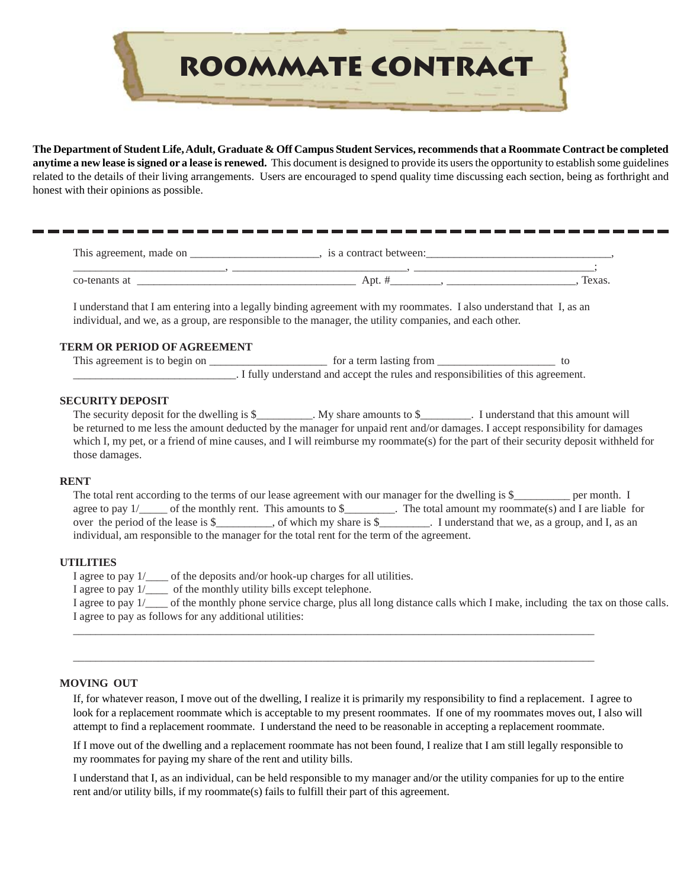# ROOMMATE CONTRACT

**The Department of Student Life, Adult, Graduate & Off Campus Student Services, recommends that a Roommate Contract be completed anytime a new lease is signed or a lease is renewed.** This document is designed to provide its users the opportunity to establish some guidelines related to the details of their living arrangements. Users are encouraged to spend quality time discussing each section, being as forthright and honest with their opinions as possible.

---

This agreement, made on ______________________, is a contract between:_________________________________, __________________________, ______________________________, _______________________________; co-tenants at _______________________________________ Apt. #________, ______________________, Texas.

I understand that I am entering into a legally binding agreement with my roommates. I also understand that I, as an individual, and we, as a group, are responsible to the manager, the utility companies, and each other.

**TERM OR PERIOD OF AGREEMENT**

This agreement is to begin on ____________________ for a term lasting from ____________________ to ____________________________. I fully understand and accept the rules and responsibilities of this agreement.

**SECURITY DEPOSIT**

The security deposit for the dwelling is $__________. My share amounts to $_________. I understand that this amount will be returned to me less the amount deducted by the manager for unpaid rent and/or damages. I accept responsibility for damages which I, my pet, or a friend of mine causes, and I will reimburse my roommate(s) for the part of their security deposit withheld for those damages.

**RENT**

The total rent according to the terms of our lease agreement with our manager for the dwelling is $__________ per month. I agree to pay 1/_____ of the monthly rent. This amounts to $_________. The total amount my roommate(s) and I are liable for over the period of the lease is $__________, of which my share is $_________. I understand that we, as a group, and I, as an individual, am responsible to the manager for the total rent for the term of the agreement.

**UTILITIES**

I agree to pay 1/____ of the deposits and/or hook-up charges for all utilities.
I agree to pay 1/____ of the monthly utility bills except telephone.
I agree to pay 1/____ of the monthly phone service charge, plus all long distance calls which I make, including the tax on those calls.
I agree to pay as follows for any additional utilities:

_____________________________________________________________________________________________

_____________________________________________________________________________________________

**MOVING OUT**

If, for whatever reason, I move out of the dwelling, I realize it is primarily my responsibility to find a replacement. I agree to look for a replacement roommate which is acceptable to my present roommates. If one of my roommates moves out, I also will attempt to find a replacement roommate. I understand the need to be reasonable in accepting a replacement roommate.

If I move out of the dwelling and a replacement roommate has not been found, I realize that I am still legally responsible to my roommates for paying my share of the rent and utility bills.

I understand that I, as an individual, can be held responsible to my manager and/or the utility companies for up to the entire rent and/or utility bills, if my roommate(s) fails to fulfill their part of this agreement.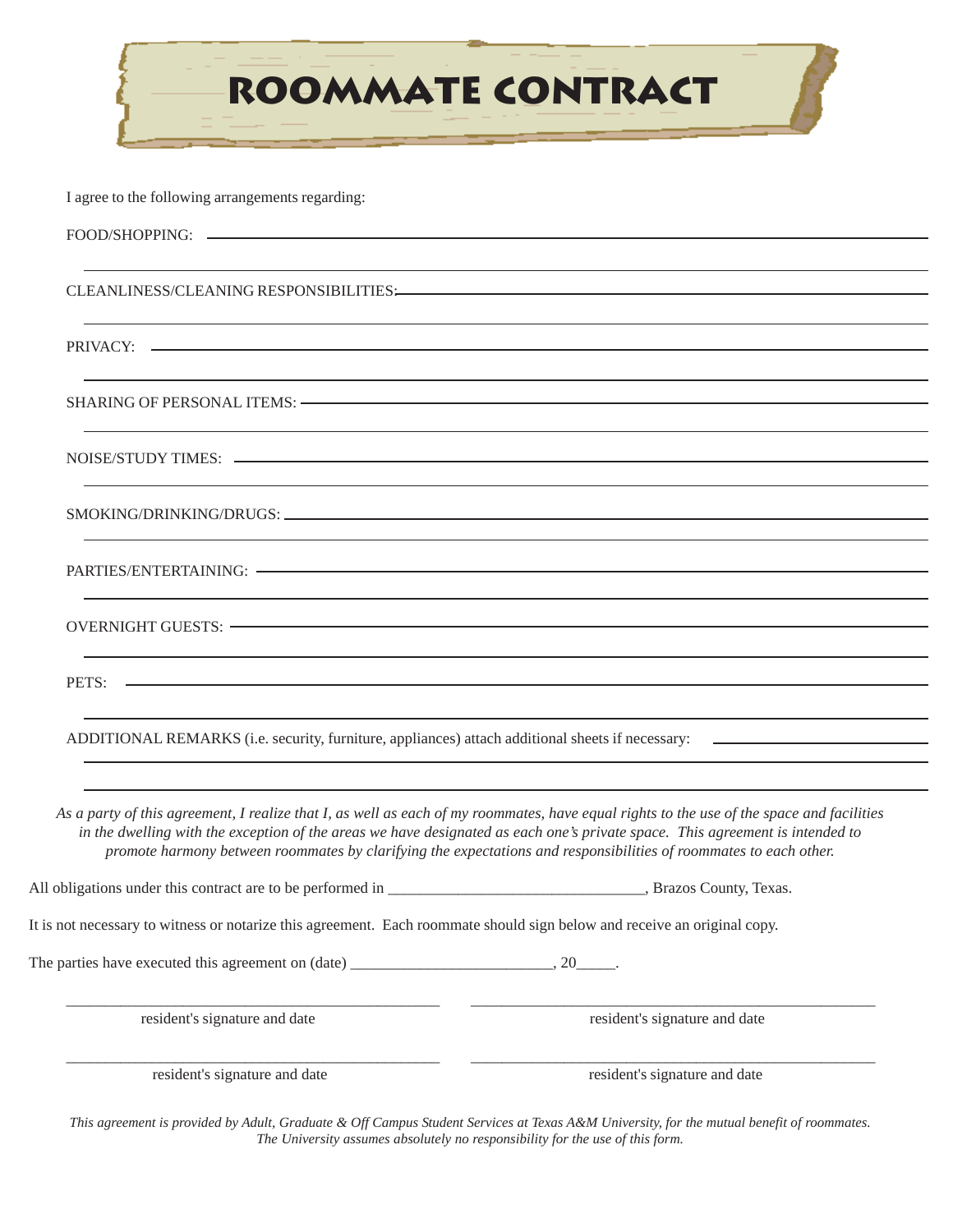# ROOMMATE CONTRACT

I agree to the following arrangements regarding:

FOOD/SHOPPING: ______________________________________________

______________________________________________

CLEANLINESS/CLEANING RESPONSIBILITIES: ______________________________________________

______________________________________________

PRIVACY: ______________________________________________

______________________________________________

SHARING OF PERSONAL ITEMS: ______________________________________________

______________________________________________

NOISE/STUDY TIMES: ______________________________________________

______________________________________________

SMOKING/DRINKING/DRUGS: ______________________________________________

______________________________________________

PARTIES/ENTERTAINING: ______________________________________________

______________________________________________

OVERNIGHT GUESTS: ______________________________________________

______________________________________________

PETS: ______________________________________________

______________________________________________

ADDITIONAL REMARKS (i.e. security, furniture, appliances) attach additional sheets if necessary: ______________

______________________________________________

______________________________________________

*As a party of this agreement, I realize that I, as well as each of my roommates, have equal rights to the use of the space and facilities in the dwelling with the exception of the areas we have designated as each one's private space. This agreement is intended to promote harmony between roommates by clarifying the expectations and responsibilities of roommates to each other.*

All obligations under this contract are to be performed in ________________________________, Brazos County, Texas.

It is not necessary to witness or notarize this agreement. Each roommate should sign below and receive an original copy.

The parties have executed this agreement on (date) __________________________, 20_____.

______________________________ resident's signature and date

______________________________ resident's signature and date

______________________________ resident's signature and date

______________________________ resident's signature and date

*This agreement is provided by Adult, Graduate & Off Campus Student Services at Texas A&M University, for the mutual benefit of roommates. The University assumes absolutely no responsibility for the use of this form.*